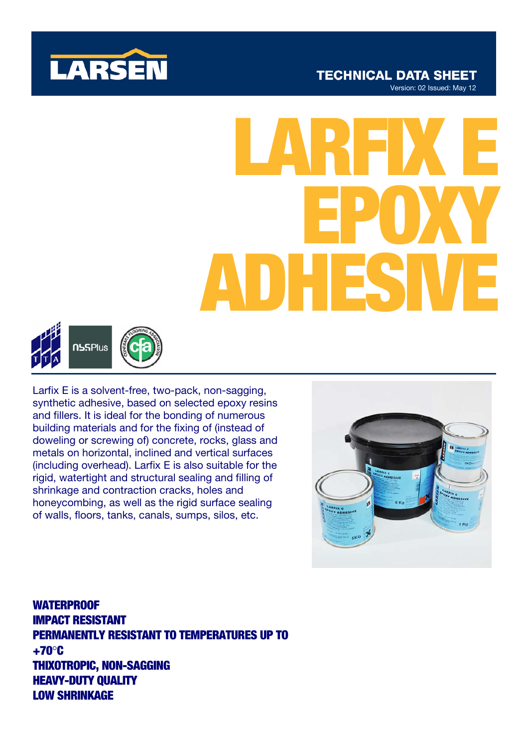LARSEN

TECHNICAL DATA SHEET

Version: 02 Issued: May 12

# LARFIX E EPOXY ADHESIVE

Larfix E is a solvent-free, two-pack, non-sagging, synthetic adhesive, based on selected epoxy resins and fillers. It is ideal for the bonding of numerous building materials and for the fixing of (instead of doweling or screwing of) concrete, rocks, glass and metals on horizontal, inclined and vertical surfaces (including overhead). Larfix E is also suitable for the rigid, watertight and structural sealing and filling of shrinkage and contraction cracks, holes and honeycombing, as well as the rigid surface sealing of walls, floors, tanks, canals, sumps, silos, etc.

**WATERPROOF**
**IMPACT RESISTANT**
**PERMANENTLY RESISTANT TO TEMPERATURES UP TO +70°C**
**THIXOTROPIC, NON-SAGGING**
**HEAVY-DUTY QUALITY**
**LOW SHRINKAGE**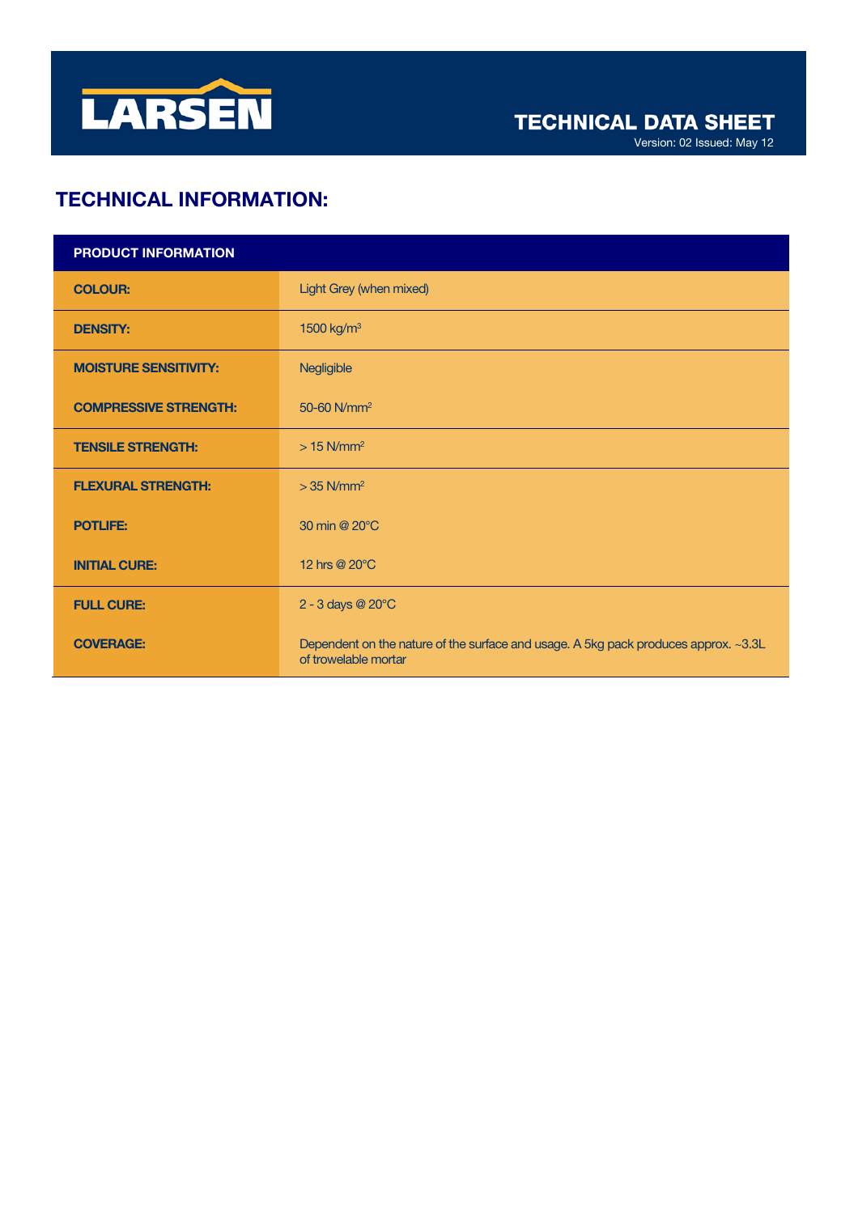# TECHNICAL DATA SHEET

Version: 02 Issued: May 12

## TECHNICAL INFORMATION:

| PRODUCT INFORMATION | |
|---|---|
| **COLOUR:** | Light Grey (when mixed) |
| **DENSITY:** | 1500 kg/m$^3$ |
| **MOISTURE SENSITIVITY:** | Negligible |
| **COMPRESSIVE STRENGTH:** | 50-60 N/mm$^2$ |
| **TENSILE STRENGTH:** | > 15 N/mm$^2$ |
| **FLEXURAL STRENGTH:** | > 35 N/mm$^2$ |
| **POTLIFE:** | 30 min @ 20°C |
| **INITIAL CURE:** | 12 hrs @ 20°C |
| **FULL CURE:** | 2 - 3 days @ 20°C |
| **COVERAGE:** | Dependent on the nature of the surface and usage. A 5kg pack produces approx. ~3.3L of trowelable mortar |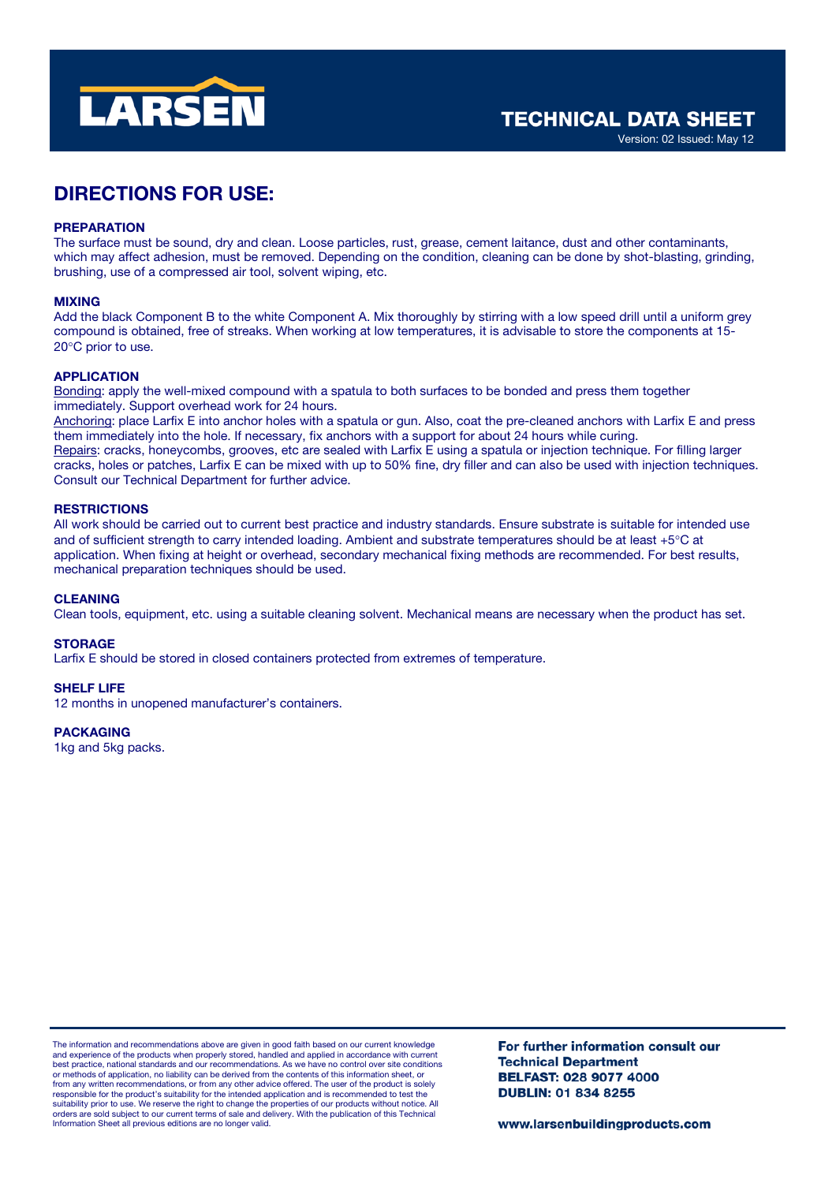# DIRECTIONS FOR USE:

### PREPARATION

The surface must be sound, dry and clean. Loose particles, rust, grease, cement laitance, dust and other contaminants, which may affect adhesion, must be removed. Depending on the condition, cleaning can be done by shot-blasting, grinding, brushing, use of a compressed air tool, solvent wiping, etc.

### MIXING

Add the black Component B to the white Component A. Mix thoroughly by stirring with a low speed drill until a uniform grey compound is obtained, free of streaks. When working at low temperatures, it is advisable to store the components at 15-20°C prior to use.

### APPLICATION

Bonding: apply the well-mixed compound with a spatula to both surfaces to be bonded and press them together immediately. Support overhead work for 24 hours.

Anchoring: place Larfix E into anchor holes with a spatula or gun. Also, coat the pre-cleaned anchors with Larfix E and press them immediately into the hole. If necessary, fix anchors with a support for about 24 hours while curing.

Repairs: cracks, honeycombs, grooves, etc are sealed with Larfix E using a spatula or injection technique. For filling larger cracks, holes or patches, Larfix E can be mixed with up to 50% fine, dry filler and can also be used with injection techniques. Consult our Technical Department for further advice.

### RESTRICTIONS

All work should be carried out to current best practice and industry standards. Ensure substrate is suitable for intended use and of sufficient strength to carry intended loading. Ambient and substrate temperatures should be at least +5°C at application. When fixing at height or overhead, secondary mechanical fixing methods are recommended. For best results, mechanical preparation techniques should be used.

### CLEANING

Clean tools, equipment, etc. using a suitable cleaning solvent. Mechanical means are necessary when the product has set.

### STORAGE

Larfix E should be stored in closed containers protected from extremes of temperature.

### SHELF LIFE

12 months in unopened manufacturer's containers.

### PACKAGING

1kg and 5kg packs.

The information and recommendations above are given in good faith based on our current knowledge and experience of the products when properly stored, handled and applied in accordance with current best practice, national standards and our recommendations. As we have no control over site conditions or methods of application, no liability can be derived from the contents of this information sheet, or from any written recommendations, or from any other advice offered. The user of the product is solely responsible for the product's suitability for the intended application and is recommended to test the suitability prior to use. We reserve the right to change the properties of our products without notice. All orders are sold subject to our current terms of sale and delivery. With the publication of this Technical Information Sheet all previous editions are no longer valid.

**For further information consult our Technical Department**
**BELFAST: 028 9077 4000**
**DUBLIN: 01 834 8255**

**www.larsenbuildingproducts.com**